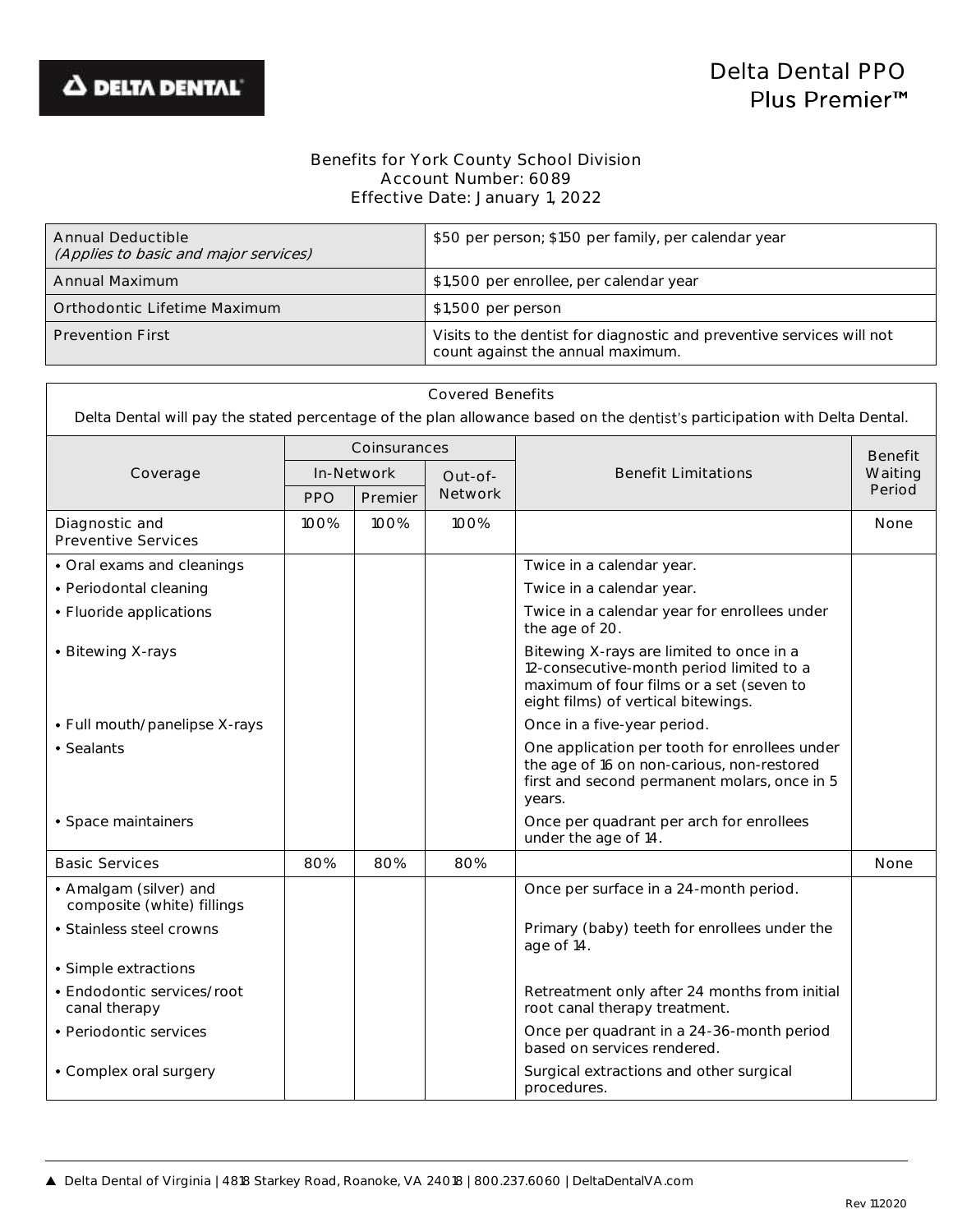DELTA DENTAL

# Delta Dental PPO Plus Premier™

Benefits for York County School Division
Account Number: 6089
Effective Date: January 1, 2022

| | |
|---|---|
| Annual Deductible *(Applies to basic and major services)* | $50 per person; $150 per family, per calendar year |
| Annual Maximum | $1,500 per enrollee, per calendar year |
| Orthodontic Lifetime Maximum | $1,500 per person |
| Prevention First | Visits to the dentist for diagnostic and preventive services will not count against the annual maximum. |

**Covered Benefits**

Delta Dental will pay the stated percentage of the plan allowance based on the dentist's participation with Delta Dental.

| Coverage | Coinsurances | | | Benefit Limitations | Benefit Waiting Period |
|---|---|---|---|---|---|
| | In-Network | | Out-of-Network | | |
| | PPO | Premier | | | |
| Diagnostic and Preventive Services | 100% | 100% | 100% | | None |
| • Oral exams and cleanings | | | | Twice in a calendar year. | |
| • Periodontal cleaning | | | | Twice in a calendar year. | |
| • Fluoride applications | | | | Twice in a calendar year for enrollees under the age of 20. | |
| • Bitewing X-rays | | | | Bitewing X-rays are limited to once in a 12-consecutive-month period limited to a maximum of four films or a set (seven to eight films) of vertical bitewings. | |
| • Full mouth/panelipse X-rays | | | | Once in a five-year period. | |
| • Sealants | | | | One application per tooth for enrollees under the age of 16 on non-carious, non-restored first and second permanent molars, once in 5 years. | |
| • Space maintainers | | | | Once per quadrant per arch for enrollees under the age of 14. | |
| Basic Services | 80% | 80% | 80% | | None |
| • Amalgam (silver) and composite (white) fillings | | | | Once per surface in a 24-month period. | |
| • Stainless steel crowns | | | | Primary (baby) teeth for enrollees under the age of 14. | |
| • Simple extractions | | | | | |
| • Endodontic services/root canal therapy | | | | Retreatment only after 24 months from initial root canal therapy treatment. | |
| • Periodontic services | | | | Once per quadrant in a 24-36-month period based on services rendered. | |
| • Complex oral surgery | | | | Surgical extractions and other surgical procedures. | |

▲ Delta Dental of Virginia | 4818 Starkey Road, Roanoke, VA 24018 | 800.237.6060 | DeltaDentalVA.com

Rev 112020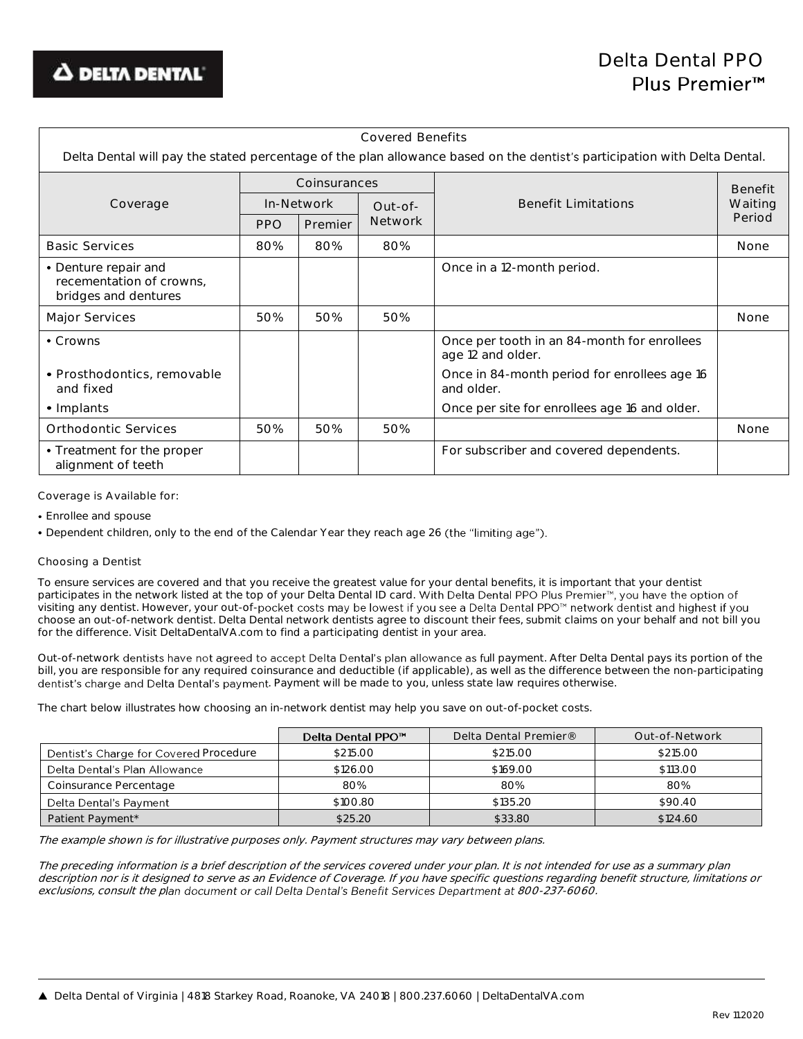# Delta Dental PPO Plus Premier™

| Covered Benefits<br>Delta Dental will pay the stated percentage of the plan allowance based on the dentist's participation with Delta Dental. | | | | | |
|---|---|---|---|---|---|
| Coverage | Coinsurances | | | Benefit Limitations | Benefit Waiting Period |
| | In-Network | | Out-of-Network | | |
| | PPO | Premier | | | |
| Basic Services | 80% | 80% | 80% | | None |
| • Denture repair and recementation of crowns, bridges and dentures | | | | Once in a 12-month period. | |
| Major Services | 50% | 50% | 50% | | None |
| • Crowns<br>• Prosthodontics, removable and fixed<br>• Implants | | | | Once per tooth in an 84-month for enrollees age 12 and older.<br>Once in 84-month period for enrollees age 16 and older.<br>Once per site for enrollees age 16 and older. | |
| Orthodontic Services | 50% | 50% | 50% | | None |
| • Treatment for the proper alignment of teeth | | | | For subscriber and covered dependents. | |

Coverage is Available for:

- Enrollee and spouse
- Dependent children, only to the end of the Calendar Year they reach age 26 (the "limiting age").

Choosing a Dentist

To ensure services are covered and that you receive the greatest value for your dental benefits, it is important that your dentist participates in the network listed at the top of your Delta Dental ID card. With Delta Dental PPO Plus Premier™, you have the option of visiting any dentist. However, your out-of-pocket costs may be lowest if you see a Delta Dental PPO™ network dentist and highest if you choose an out-of-network dentist. Delta Dental network dentists agree to discount their fees, submit claims on your behalf and not bill you for the difference. Visit DeltaDentalVA.com to find a participating dentist in your area.

Out-of-network dentists have not agreed to accept Delta Dental's plan allowance as full payment. After Delta Dental pays its portion of the bill, you are responsible for any required coinsurance and deductible (if applicable), as well as the difference between the non-participating dentist's charge and Delta Dental's payment. Payment will be made to you, unless state law requires otherwise.

The chart below illustrates how choosing an in-network dentist may help you save on out-of-pocket costs.

| | Delta Dental PPO™ | Delta Dental Premier® | Out-of-Network |
|---|---|---|---|
| Dentist's Charge for Covered Procedure | $215.00 | $215.00 | $215.00 |
| Delta Dental's Plan Allowance | $126.00 | $169.00 | $113.00 |
| Coinsurance Percentage | 80% | 80% | 80% |
| Delta Dental's Payment | $100.80 | $135.20 | $90.40 |
| Patient Payment* | $25.20 | $33.80 | $124.60 |

*The example shown is for illustrative purposes only. Payment structures may vary between plans.*

*The preceding information is a brief description of the services covered under your plan. It is not intended for use as a summary plan description nor is it designed to serve as an Evidence of Coverage. If you have specific questions regarding benefit structure, limitations or exclusions, consult the plan document or call Delta Dental's Benefit Services Department at 800-237-6060.*

Delta Dental of Virginia | 4818 Starkey Road, Roanoke, VA 24018 | 800.237.6060 | DeltaDentalVA.com

Rev 112020